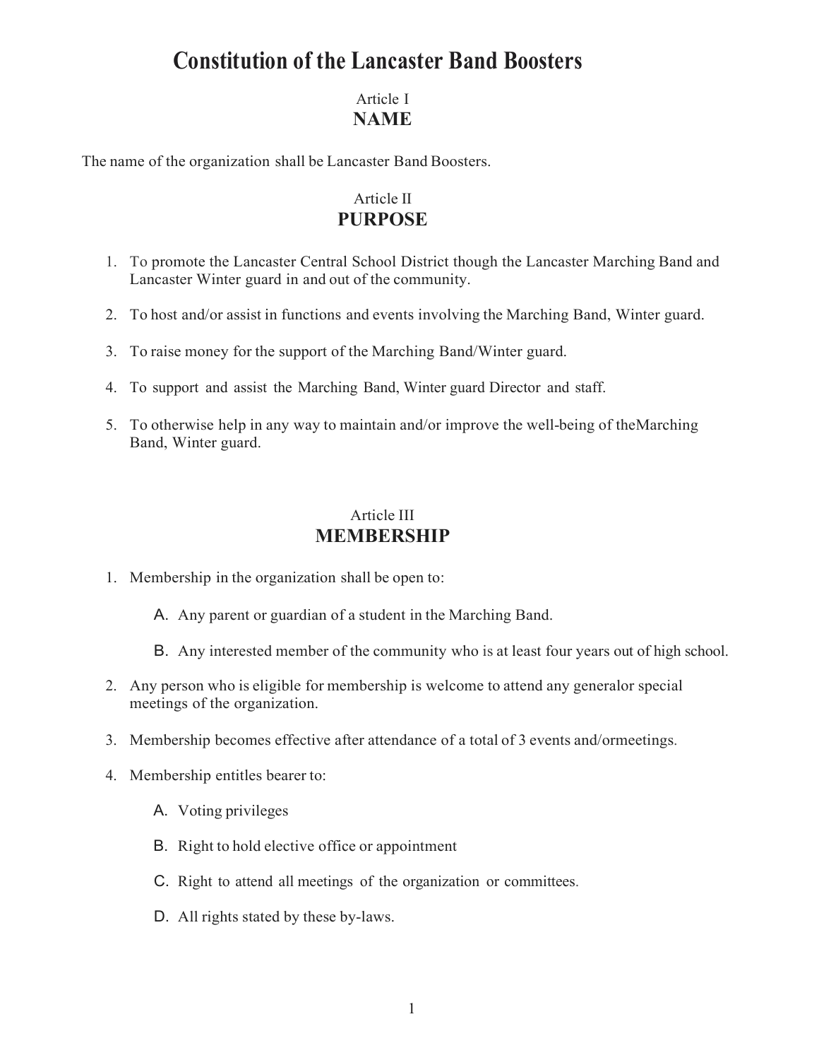# Constitution of the Lancaster Band Boosters

## Article I
## NAME

The name of the organization shall be Lancaster Band Boosters.

## Article II
## PURPOSE

1. To promote the Lancaster Central School District though the Lancaster Marching Band and Lancaster Winter guard in and out of the community.

2. To host and/or assist in functions and events involving the Marching Band, Winter guard.

3. To raise money for the support of the Marching Band/Winter guard.

4. To support and assist the Marching Band, Winter guard Director and staff.

5. To otherwise help in any way to maintain and/or improve the well-being of theMarching Band, Winter guard.

## Article III
## MEMBERSHIP

1. Membership in the organization shall be open to:

   A. Any parent or guardian of a student in the Marching Band.

   B. Any interested member of the community who is at least four years out of high school.

2. Any person who is eligible for membership is welcome to attend any generalor special meetings of the organization.

3. Membership becomes effective after attendance of a total of 3 events and/ormeetings.

4. Membership entitles bearer to:

   A. Voting privileges

   B. Right to hold elective office or appointment

   C. Right to attend all meetings of the organization or committees.

   D. All rights stated by these by-laws.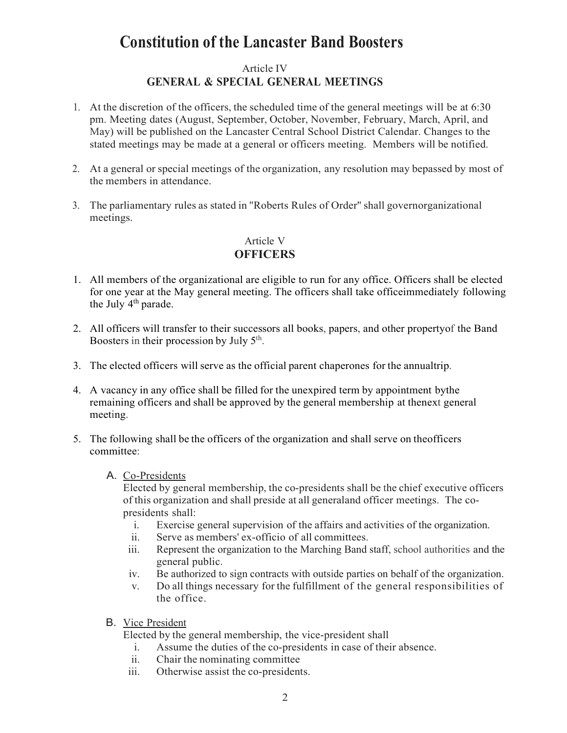// Constitution of the Lancaster Band Boosters

# Constitution of the Lancaster Band Boosters

## Article IV
## GENERAL & SPECIAL GENERAL MEETINGS

1. At the discretion of the officers, the scheduled time of the general meetings will be at 6:30 pm. Meeting dates (August, September, October, November, February, March, April, and May) will be published on the Lancaster Central School District Calendar. Changes to the stated meetings may be made at a general or officers meeting. Members will be notified.

2. At a general or special meetings of the organization, any resolution may bepassed by most of the members in attendance.

3. The parliamentary rules as stated in "Roberts Rules of Order" shall governorganizational meetings.

## Article V
## OFFICERS

1. All members of the organizational are eligible to run for any office. Officers shall be elected for one year at the May general meeting. The officers shall take officeimmediately following the July 4th parade.

2. All officers will transfer to their successors all books, papers, and other propertyof the Band Boosters in their procession by July 5th.

3. The elected officers will serve as the official parent chaperones for the annualtrip.

4. A vacancy in any office shall be filled for the unexpired term by appointment bythe remaining officers and shall be approved by the general membership at thenext general meeting.

5. The following shall be the officers of the organization and shall serve on theofficers committee:

   A. Co-Presidents
   Elected by general membership, the co-presidents shall be the chief executive officers of this organization and shall preside at all generaland officer meetings. The co-presidents shall:
      i. Exercise general supervision of the affairs and activities of the organization.
      ii. Serve as members' ex-officio of all committees.
      iii. Represent the organization to the Marching Band staff, school authorities and the general public.
      iv. Be authorized to sign contracts with outside parties on behalf of the organization.
      v. Do all things necessary for the fulfillment of the general responsibilities of the office.

   B. Vice President
   Elected by the general membership, the vice-president shall
      i. Assume the duties of the co-presidents in case of their absence.
      ii. Chair the nominating committee
      iii. Otherwise assist the co-presidents.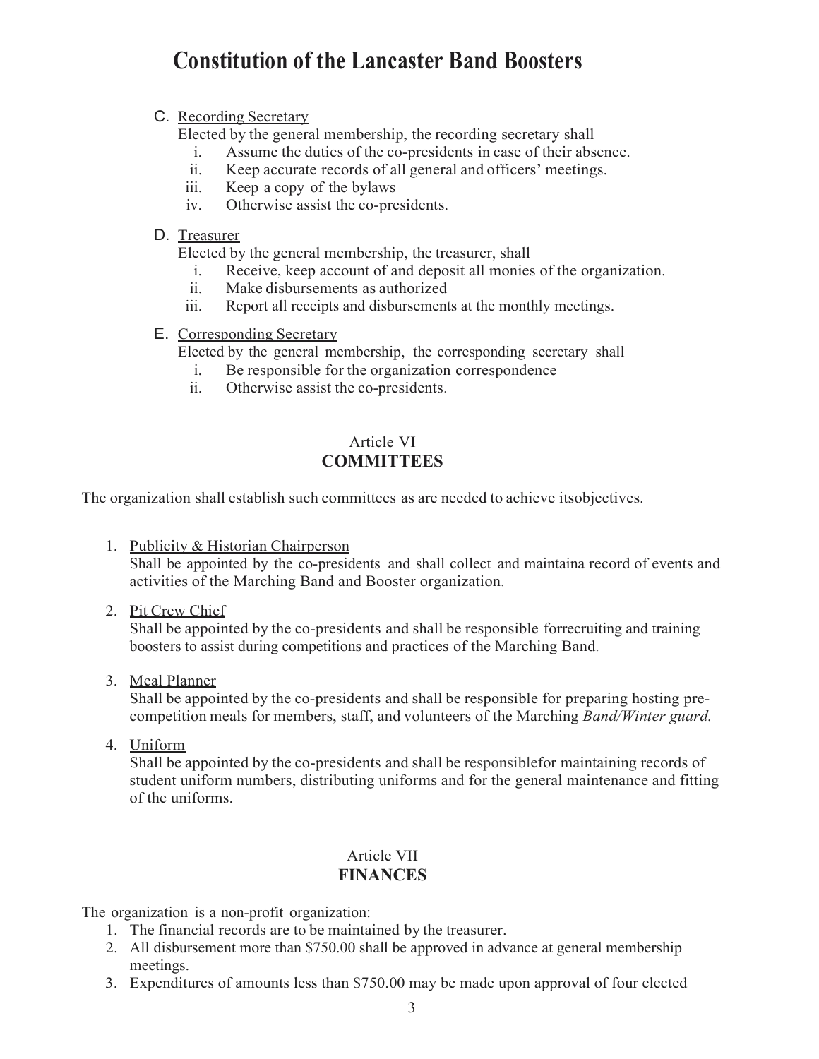C. Recording Secretary

Elected by the general membership, the recording secretary shall

i. Assume the duties of the co-presidents in case of their absence.
ii. Keep accurate records of all general and officers' meetings.
iii. Keep a copy of the bylaws
iv. Otherwise assist the co-presidents.

D. Treasurer

Elected by the general membership, the treasurer, shall

i. Receive, keep account of and deposit all monies of the organization.
ii. Make disbursements as authorized
iii. Report all receipts and disbursements at the monthly meetings.

E. Corresponding Secretary

Elected by the general membership, the corresponding secretary shall

i. Be responsible for the organization correspondence
ii. Otherwise assist the co-presidents.

## Article VI
## COMMITTEES

The organization shall establish such committees as are needed to achieve itsobjectives.

1. Publicity & Historian Chairperson
   Shall be appointed by the co-presidents and shall collect and maintaina record of events and activities of the Marching Band and Booster organization.

2. Pit Crew Chief
   Shall be appointed by the co-presidents and shall be responsible forrecruiting and training boosters to assist during competitions and practices of the Marching Band.

3. Meal Planner
   Shall be appointed by the co-presidents and shall be responsible for preparing hosting pre-competition meals for members, staff, and volunteers of the Marching *Band/Winter guard.*

4. Uniform
   Shall be appointed by the co-presidents and shall be responsiblefor maintaining records of student uniform numbers, distributing uniforms and for the general maintenance and fitting of the uniforms.

## Article VII
## FINANCES

The organization is a non-profit organization:

1. The financial records are to be maintained by the treasurer.
2. All disbursement more than $750.00 shall be approved in advance at general membership meetings.
3. Expenditures of amounts less than $750.00 may be made upon approval of four elected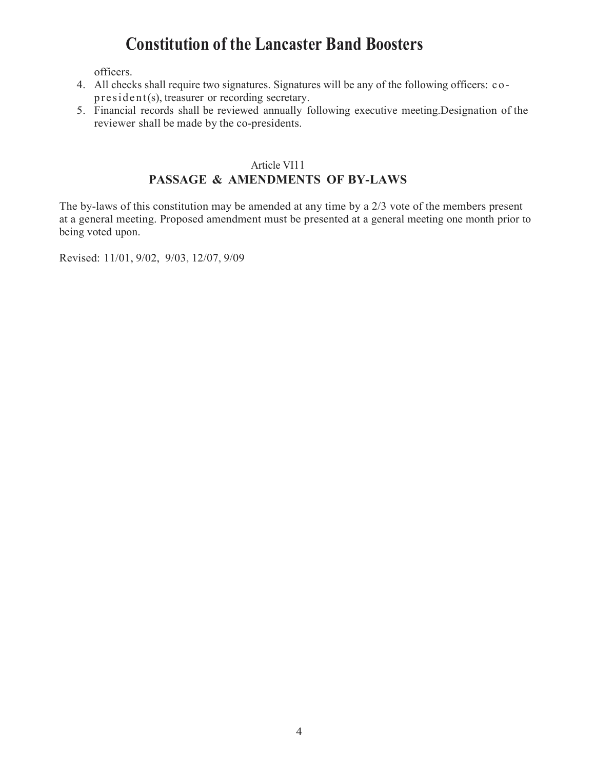officers.

4. All checks shall require two signatures. Signatures will be any of the following officers: co-president(s), treasurer or recording secretary.
5. Financial records shall be reviewed annually following executive meeting.Designation of the reviewer shall be made by the co-presidents.

Article VI11

**PASSAGE & AMENDMENTS OF BY-LAWS**

The by-laws of this constitution may be amended at any time by a 2/3 vote of the members present at a general meeting. Proposed amendment must be presented at a general meeting one month prior to being voted upon.

Revised: 11/01, 9/02, 9/03, 12/07, 9/09